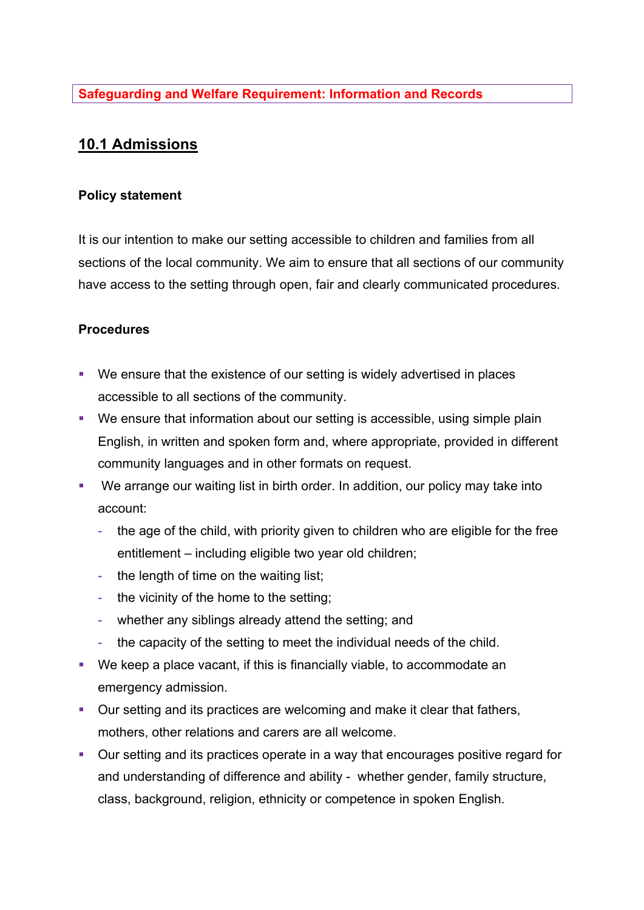**Safeguarding and Welfare Requirement: Information and Records**

## 10.1 Admissions

### Policy statement

It is our intention to make our setting accessible to children and families from all sections of the local community. We aim to ensure that all sections of our community have access to the setting through open, fair and clearly communicated procedures.

### Procedures

- We ensure that the existence of our setting is widely advertised in places accessible to all sections of the community.
- We ensure that information about our setting is accessible, using simple plain English, in written and spoken form and, where appropriate, provided in different community languages and in other formats on request.
- We arrange our waiting list in birth order. In addition, our policy may take into account:
  - the age of the child, with priority given to children who are eligible for the free entitlement – including eligible two year old children;
  - the length of time on the waiting list;
  - the vicinity of the home to the setting;
  - whether any siblings already attend the setting; and
  - the capacity of the setting to meet the individual needs of the child.
- We keep a place vacant, if this is financially viable, to accommodate an emergency admission.
- Our setting and its practices are welcoming and make it clear that fathers, mothers, other relations and carers are all welcome.
- Our setting and its practices operate in a way that encourages positive regard for and understanding of difference and ability - whether gender, family structure, class, background, religion, ethnicity or competence in spoken English.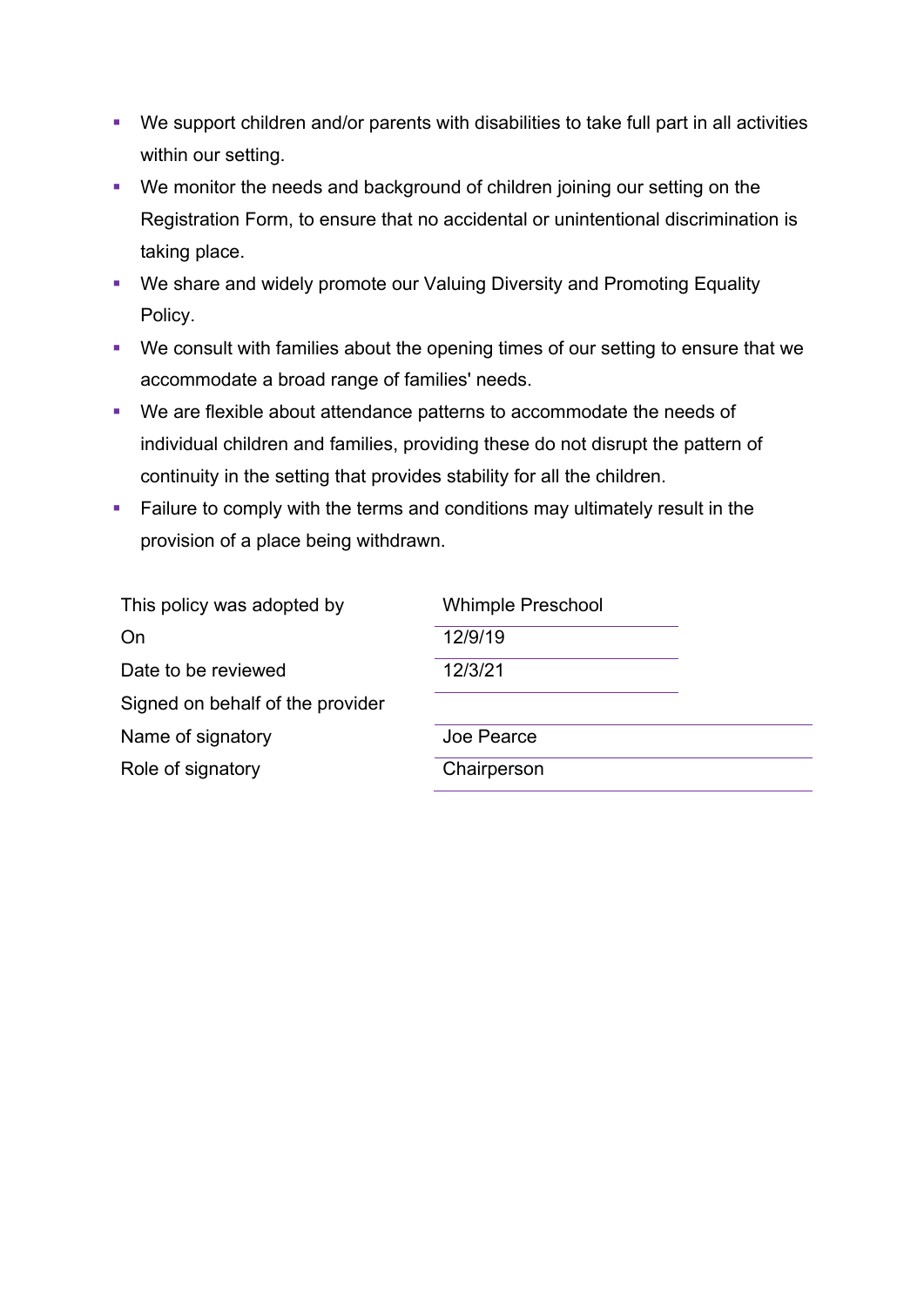- We support children and/or parents with disabilities to take full part in all activities within our setting.
- We monitor the needs and background of children joining our setting on the Registration Form, to ensure that no accidental or unintentional discrimination is taking place.
- We share and widely promote our Valuing Diversity and Promoting Equality Policy.
- We consult with families about the opening times of our setting to ensure that we accommodate a broad range of families' needs.
- We are flexible about attendance patterns to accommodate the needs of individual children and families, providing these do not disrupt the pattern of continuity in the setting that provides stability for all the children.
- Failure to comply with the terms and conditions may ultimately result in the provision of a place being withdrawn.

| | |
|---|---|
| This policy was adopted by | Whimple Preschool |
| On | 12/9/19 |
| Date to be reviewed | 12/3/21 |
| Signed on behalf of the provider | |
| Name of signatory | Joe Pearce |
| Role of signatory | Chairperson |